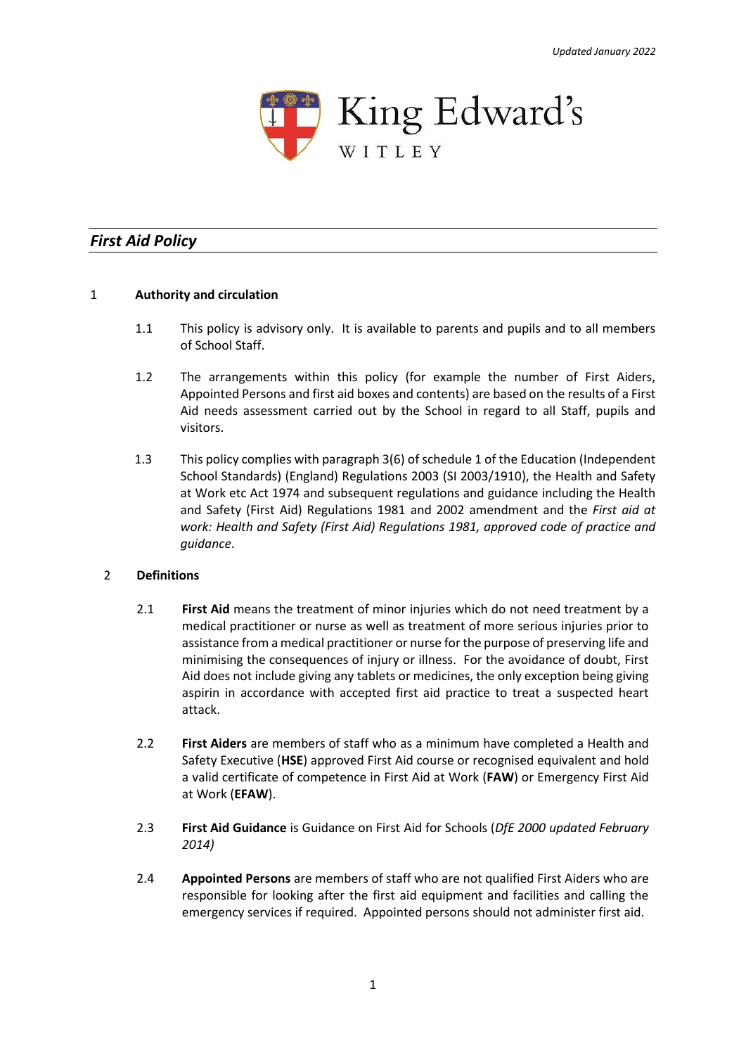Updated January 2022

King Edward's

WITLEY

# *First Aid Policy*

## 1 Authority and circulation

1.1 This policy is advisory only. It is available to parents and pupils and to all members of School Staff.

1.2 The arrangements within this policy (for example the number of First Aiders, Appointed Persons and first aid boxes and contents) are based on the results of a First Aid needs assessment carried out by the School in regard to all Staff, pupils and visitors.

1.3 This policy complies with paragraph 3(6) of schedule 1 of the Education (Independent School Standards) (England) Regulations 2003 (SI 2003/1910), the Health and Safety at Work etc Act 1974 and subsequent regulations and guidance including the Health and Safety (First Aid) Regulations 1981 and 2002 amendment and the *First aid at work: Health and Safety (First Aid) Regulations 1981, approved code of practice and guidance*.

## 2 Definitions

2.1 **First Aid** means the treatment of minor injuries which do not need treatment by a medical practitioner or nurse as well as treatment of more serious injuries prior to assistance from a medical practitioner or nurse for the purpose of preserving life and minimising the consequences of injury or illness. For the avoidance of doubt, First Aid does not include giving any tablets or medicines, the only exception being giving aspirin in accordance with accepted first aid practice to treat a suspected heart attack.

2.2 **First Aiders** are members of staff who as a minimum have completed a Health and Safety Executive (**HSE**) approved First Aid course or recognised equivalent and hold a valid certificate of competence in First Aid at Work (**FAW**) or Emergency First Aid at Work (**EFAW**).

2.3 **First Aid Guidance** is Guidance on First Aid for Schools (*DfE 2000 updated February 2014)*

2.4 **Appointed Persons** are members of staff who are not qualified First Aiders who are responsible for looking after the first aid equipment and facilities and calling the emergency services if required. Appointed persons should not administer first aid.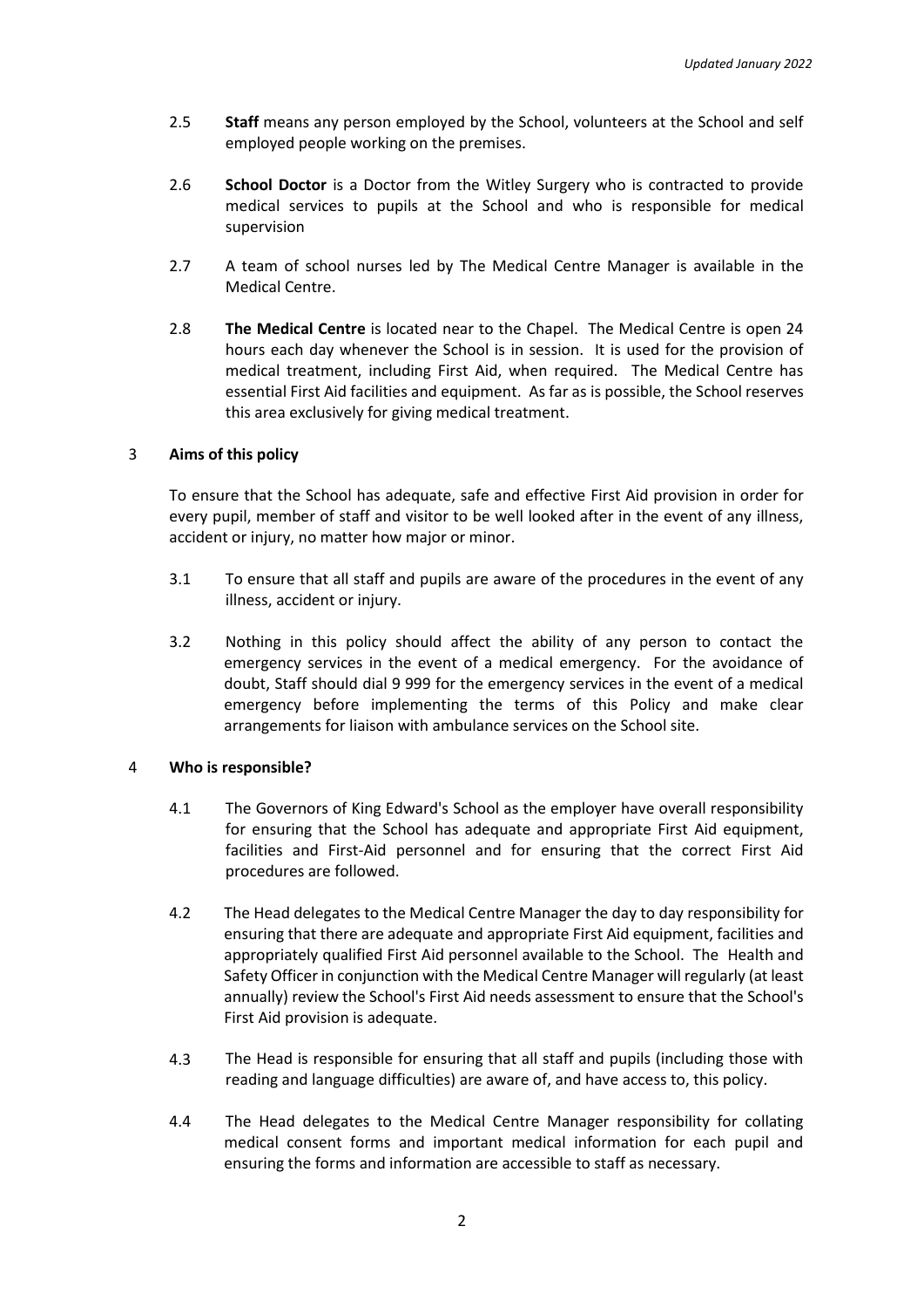2.5 **Staff** means any person employed by the School, volunteers at the School and self employed people working on the premises.

2.6 **School Doctor** is a Doctor from the Witley Surgery who is contracted to provide medical services to pupils at the School and who is responsible for medical supervision

2.7 A team of school nurses led by The Medical Centre Manager is available in the Medical Centre.

2.8 **The Medical Centre** is located near to the Chapel. The Medical Centre is open 24 hours each day whenever the School is in session. It is used for the provision of medical treatment, including First Aid, when required. The Medical Centre has essential First Aid facilities and equipment. As far as is possible, the School reserves this area exclusively for giving medical treatment.

## 3 Aims of this policy

To ensure that the School has adequate, safe and effective First Aid provision in order for every pupil, member of staff and visitor to be well looked after in the event of any illness, accident or injury, no matter how major or minor.

3.1 To ensure that all staff and pupils are aware of the procedures in the event of any illness, accident or injury.

3.2 Nothing in this policy should affect the ability of any person to contact the emergency services in the event of a medical emergency. For the avoidance of doubt, Staff should dial 9 999 for the emergency services in the event of a medical emergency before implementing the terms of this Policy and make clear arrangements for liaison with ambulance services on the School site.

## 4 Who is responsible?

4.1 The Governors of King Edward's School as the employer have overall responsibility for ensuring that the School has adequate and appropriate First Aid equipment, facilities and First-Aid personnel and for ensuring that the correct First Aid procedures are followed.

4.2 The Head delegates to the Medical Centre Manager the day to day responsibility for ensuring that there are adequate and appropriate First Aid equipment, facilities and appropriately qualified First Aid personnel available to the School. The Health and Safety Officer in conjunction with the Medical Centre Manager will regularly (at least annually) review the School's First Aid needs assessment to ensure that the School's First Aid provision is adequate.

4.3 The Head is responsible for ensuring that all staff and pupils (including those with reading and language difficulties) are aware of, and have access to, this policy.

4.4 The Head delegates to the Medical Centre Manager responsibility for collating medical consent forms and important medical information for each pupil and ensuring the forms and information are accessible to staff as necessary.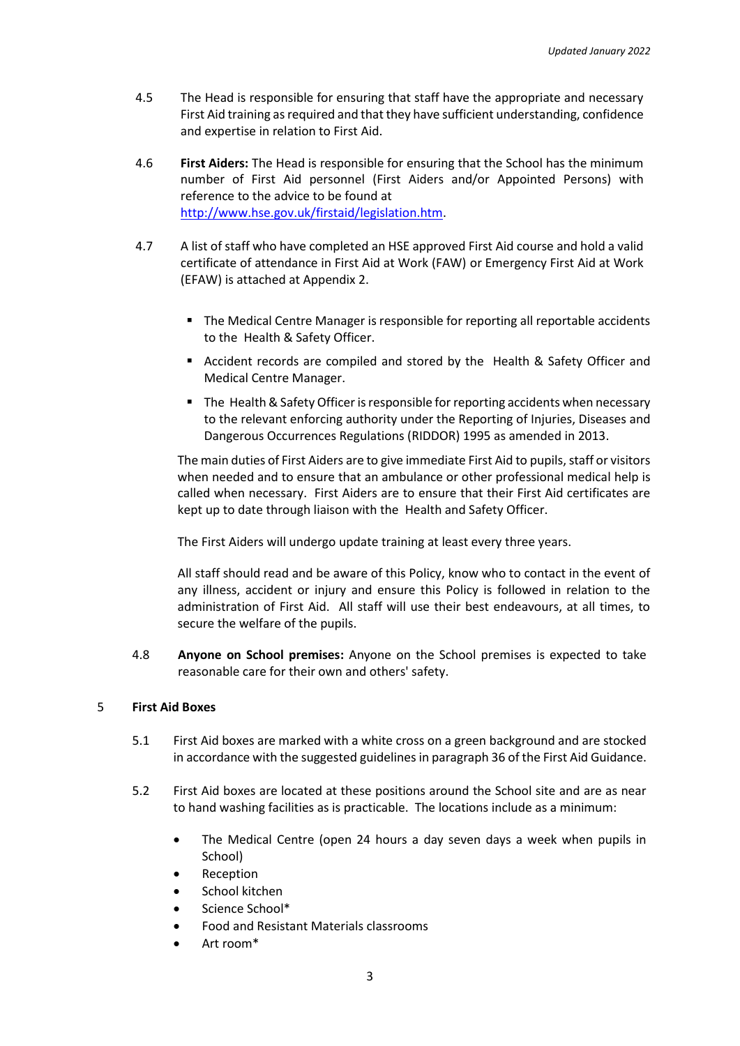4.5 The Head is responsible for ensuring that staff have the appropriate and necessary First Aid training as required and that they have sufficient understanding, confidence and expertise in relation to First Aid.

4.6 **First Aiders:** The Head is responsible for ensuring that the School has the minimum number of First Aid personnel (First Aiders and/or Appointed Persons) with reference to the advice to be found at [http://www.hse.gov.uk/firstaid/legislation.htm](http://www.hse.gov.uk/firstaid/legislation.htm).

4.7 A list of staff who have completed an HSE approved First Aid course and hold a valid certificate of attendance in First Aid at Work (FAW) or Emergency First Aid at Work (EFAW) is attached at Appendix 2.

- The Medical Centre Manager is responsible for reporting all reportable accidents to the Health & Safety Officer.
- Accident records are compiled and stored by the Health & Safety Officer and Medical Centre Manager.
- The Health & Safety Officer is responsible for reporting accidents when necessary to the relevant enforcing authority under the Reporting of Injuries, Diseases and Dangerous Occurrences Regulations (RIDDOR) 1995 as amended in 2013.

The main duties of First Aiders are to give immediate First Aid to pupils, staff or visitors when needed and to ensure that an ambulance or other professional medical help is called when necessary. First Aiders are to ensure that their First Aid certificates are kept up to date through liaison with the Health and Safety Officer.

The First Aiders will undergo update training at least every three years.

All staff should read and be aware of this Policy, know who to contact in the event of any illness, accident or injury and ensure this Policy is followed in relation to the administration of First Aid. All staff will use their best endeavours, at all times, to secure the welfare of the pupils.

4.8 **Anyone on School premises:** Anyone on the School premises is expected to take reasonable care for their own and others' safety.

## 5 First Aid Boxes

5.1 First Aid boxes are marked with a white cross on a green background and are stocked in accordance with the suggested guidelines in paragraph 36 of the First Aid Guidance.

5.2 First Aid boxes are located at these positions around the School site and are as near to hand washing facilities as is practicable. The locations include as a minimum:

- The Medical Centre (open 24 hours a day seven days a week when pupils in School)
- Reception
- School kitchen
- Science School*
- Food and Resistant Materials classrooms
- Art room*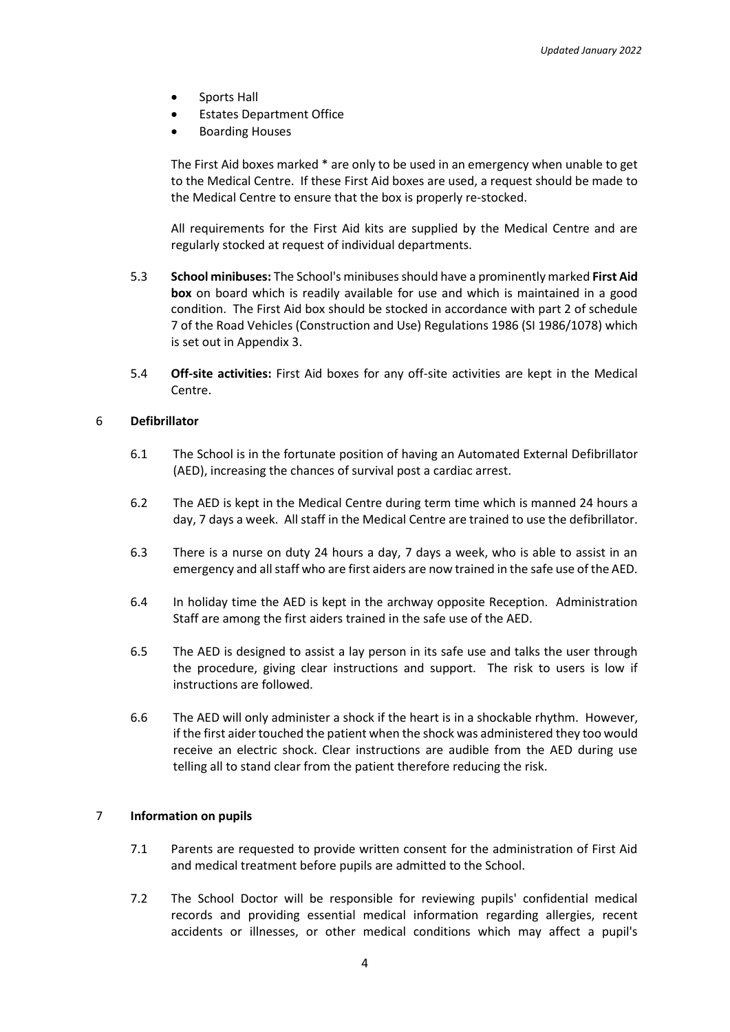- Sports Hall
- Estates Department Office
- Boarding Houses

The First Aid boxes marked * are only to be used in an emergency when unable to get to the Medical Centre. If these First Aid boxes are used, a request should be made to the Medical Centre to ensure that the box is properly re-stocked.

All requirements for the First Aid kits are supplied by the Medical Centre and are regularly stocked at request of individual departments.

5.3 **School minibuses:** The School's minibuses should have a prominently marked **First Aid box** on board which is readily available for use and which is maintained in a good condition. The First Aid box should be stocked in accordance with part 2 of schedule 7 of the Road Vehicles (Construction and Use) Regulations 1986 (SI 1986/1078) which is set out in Appendix 3.

5.4 **Off-site activities:** First Aid boxes for any off-site activities are kept in the Medical Centre.

## 6 Defibrillator

6.1 The School is in the fortunate position of having an Automated External Defibrillator (AED), increasing the chances of survival post a cardiac arrest.

6.2 The AED is kept in the Medical Centre during term time which is manned 24 hours a day, 7 days a week. All staff in the Medical Centre are trained to use the defibrillator.

6.3 There is a nurse on duty 24 hours a day, 7 days a week, who is able to assist in an emergency and all staff who are first aiders are now trained in the safe use of the AED.

6.4 In holiday time the AED is kept in the archway opposite Reception. Administration Staff are among the first aiders trained in the safe use of the AED.

6.5 The AED is designed to assist a lay person in its safe use and talks the user through the procedure, giving clear instructions and support. The risk to users is low if instructions are followed.

6.6 The AED will only administer a shock if the heart is in a shockable rhythm. However, if the first aider touched the patient when the shock was administered they too would receive an electric shock. Clear instructions are audible from the AED during use telling all to stand clear from the patient therefore reducing the risk.

## 7 Information on pupils

7.1 Parents are requested to provide written consent for the administration of First Aid and medical treatment before pupils are admitted to the School.

7.2 The School Doctor will be responsible for reviewing pupils' confidential medical records and providing essential medical information regarding allergies, recent accidents or illnesses, or other medical conditions which may affect a pupil's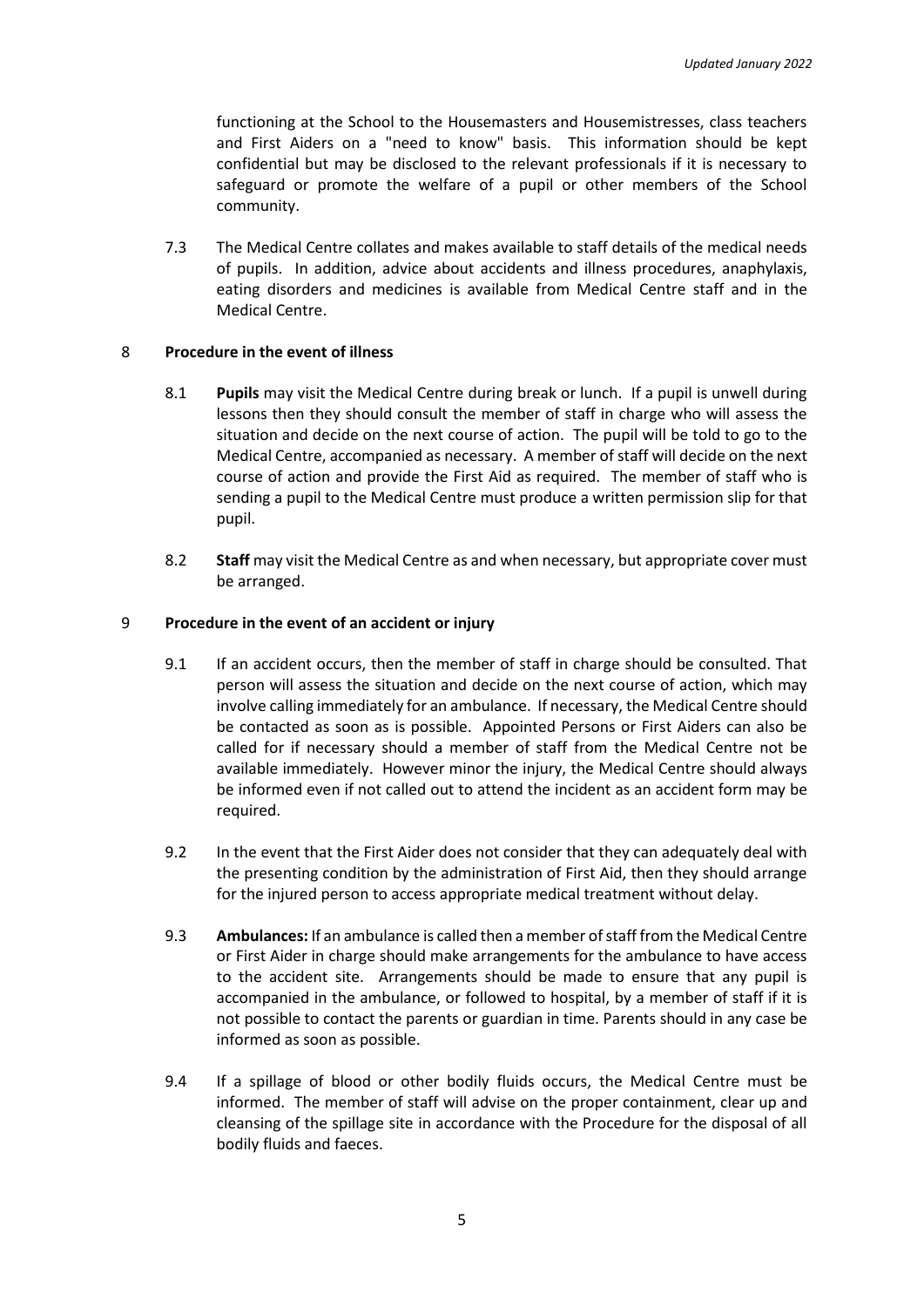functioning at the School to the Housemasters and Housemistresses, class teachers and First Aiders on a "need to know" basis. This information should be kept confidential but may be disclosed to the relevant professionals if it is necessary to safeguard or promote the welfare of a pupil or other members of the School community.

7.3 The Medical Centre collates and makes available to staff details of the medical needs of pupils. In addition, advice about accidents and illness procedures, anaphylaxis, eating disorders and medicines is available from Medical Centre staff and in the Medical Centre.

## 8 Procedure in the event of illness

8.1 **Pupils** may visit the Medical Centre during break or lunch. If a pupil is unwell during lessons then they should consult the member of staff in charge who will assess the situation and decide on the next course of action. The pupil will be told to go to the Medical Centre, accompanied as necessary. A member of staff will decide on the next course of action and provide the First Aid as required. The member of staff who is sending a pupil to the Medical Centre must produce a written permission slip for that pupil.

8.2 **Staff** may visit the Medical Centre as and when necessary, but appropriate cover must be arranged.

## 9 Procedure in the event of an accident or injury

9.1 If an accident occurs, then the member of staff in charge should be consulted. That person will assess the situation and decide on the next course of action, which may involve calling immediately for an ambulance. If necessary, the Medical Centre should be contacted as soon as is possible. Appointed Persons or First Aiders can also be called for if necessary should a member of staff from the Medical Centre not be available immediately. However minor the injury, the Medical Centre should always be informed even if not called out to attend the incident as an accident form may be required.

9.2 In the event that the First Aider does not consider that they can adequately deal with the presenting condition by the administration of First Aid, then they should arrange for the injured person to access appropriate medical treatment without delay.

9.3 **Ambulances:** If an ambulance is called then a member of staff from the Medical Centre or First Aider in charge should make arrangements for the ambulance to have access to the accident site. Arrangements should be made to ensure that any pupil is accompanied in the ambulance, or followed to hospital, by a member of staff if it is not possible to contact the parents or guardian in time. Parents should in any case be informed as soon as possible.

9.4 If a spillage of blood or other bodily fluids occurs, the Medical Centre must be informed. The member of staff will advise on the proper containment, clear up and cleansing of the spillage site in accordance with the Procedure for the disposal of all bodily fluids and faeces.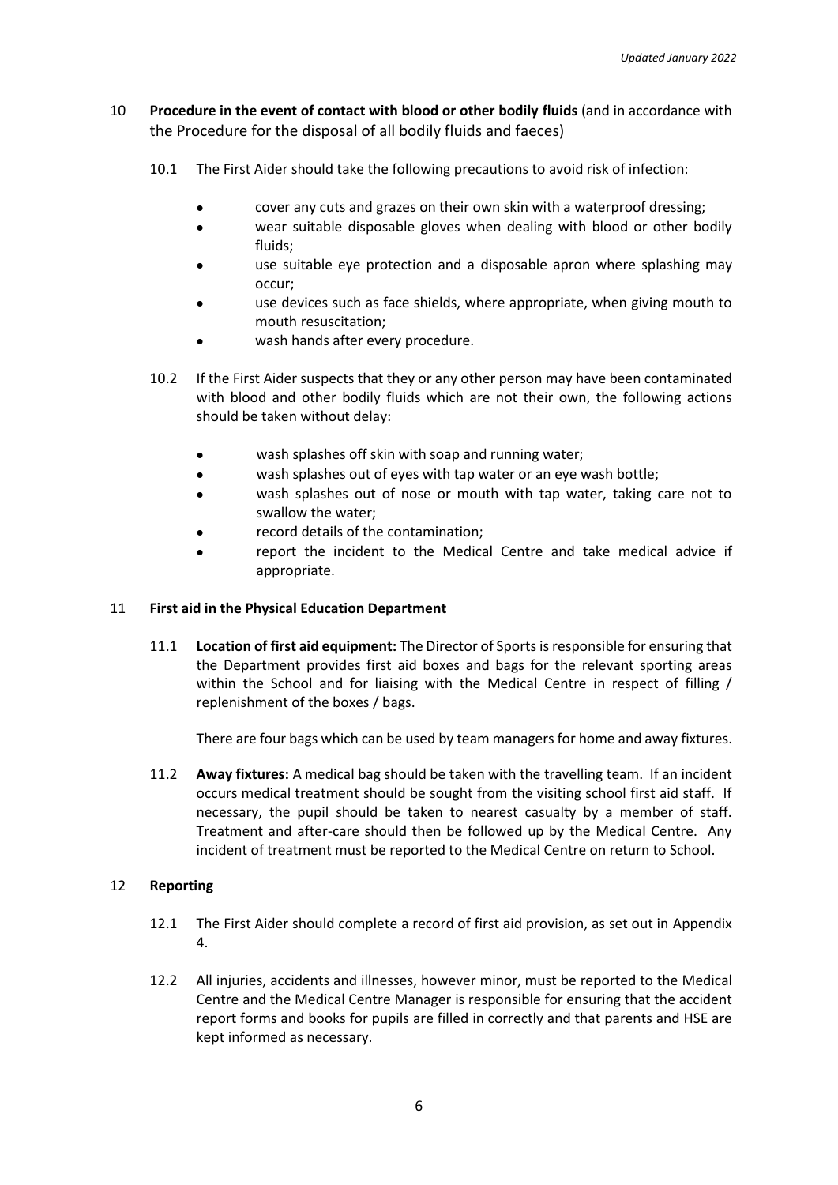## 10 Procedure in the event of contact with blood or other bodily fluids (and in accordance with the Procedure for the disposal of all bodily fluids and faeces)

10.1 The First Aider should take the following precautions to avoid risk of infection:

- cover any cuts and grazes on their own skin with a waterproof dressing;
- wear suitable disposable gloves when dealing with blood or other bodily fluids;
- use suitable eye protection and a disposable apron where splashing may occur;
- use devices such as face shields, where appropriate, when giving mouth to mouth resuscitation;
- wash hands after every procedure.

10.2 If the First Aider suspects that they or any other person may have been contaminated with blood and other bodily fluids which are not their own, the following actions should be taken without delay:

- wash splashes off skin with soap and running water;
- wash splashes out of eyes with tap water or an eye wash bottle;
- wash splashes out of nose or mouth with tap water, taking care not to swallow the water;
- record details of the contamination;
- report the incident to the Medical Centre and take medical advice if appropriate.

## 11 First aid in the Physical Education Department

11.1 **Location of first aid equipment:** The Director of Sports is responsible for ensuring that the Department provides first aid boxes and bags for the relevant sporting areas within the School and for liaising with the Medical Centre in respect of filling / replenishment of the boxes / bags.

There are four bags which can be used by team managers for home and away fixtures.

11.2 **Away fixtures:** A medical bag should be taken with the travelling team. If an incident occurs medical treatment should be sought from the visiting school first aid staff. If necessary, the pupil should be taken to nearest casualty by a member of staff. Treatment and after-care should then be followed up by the Medical Centre. Any incident of treatment must be reported to the Medical Centre on return to School.

## 12 Reporting

12.1 The First Aider should complete a record of first aid provision, as set out in Appendix 4.

12.2 All injuries, accidents and illnesses, however minor, must be reported to the Medical Centre and the Medical Centre Manager is responsible for ensuring that the accident report forms and books for pupils are filled in correctly and that parents and HSE are kept informed as necessary.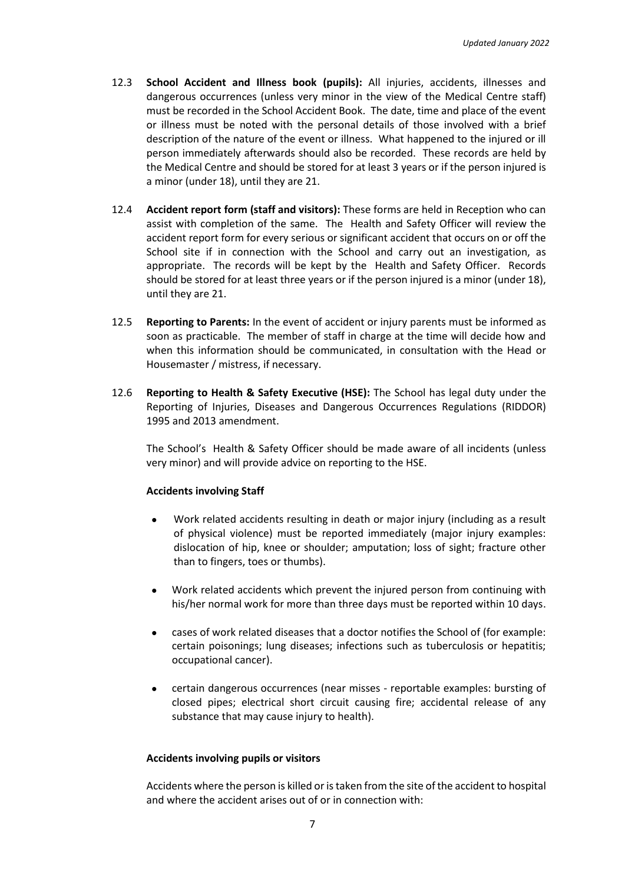12.3 **School Accident and Illness book (pupils):** All injuries, accidents, illnesses and dangerous occurrences (unless very minor in the view of the Medical Centre staff) must be recorded in the School Accident Book. The date, time and place of the event or illness must be noted with the personal details of those involved with a brief description of the nature of the event or illness. What happened to the injured or ill person immediately afterwards should also be recorded. These records are held by the Medical Centre and should be stored for at least 3 years or if the person injured is a minor (under 18), until they are 21.

12.4 **Accident report form (staff and visitors):** These forms are held in Reception who can assist with completion of the same. The Health and Safety Officer will review the accident report form for every serious or significant accident that occurs on or off the School site if in connection with the School and carry out an investigation, as appropriate. The records will be kept by the Health and Safety Officer. Records should be stored for at least three years or if the person injured is a minor (under 18), until they are 21.

12.5 **Reporting to Parents:** In the event of accident or injury parents must be informed as soon as practicable. The member of staff in charge at the time will decide how and when this information should be communicated, in consultation with the Head or Housemaster / mistress, if necessary.

12.6 **Reporting to Health & Safety Executive (HSE):** The School has legal duty under the Reporting of Injuries, Diseases and Dangerous Occurrences Regulations (RIDDOR) 1995 and 2013 amendment.

The School's Health & Safety Officer should be made aware of all incidents (unless very minor) and will provide advice on reporting to the HSE.

**Accidents involving Staff**

- Work related accidents resulting in death or major injury (including as a result of physical violence) must be reported immediately (major injury examples: dislocation of hip, knee or shoulder; amputation; loss of sight; fracture other than to fingers, toes or thumbs).
- Work related accidents which prevent the injured person from continuing with his/her normal work for more than three days must be reported within 10 days.
- cases of work related diseases that a doctor notifies the School of (for example: certain poisonings; lung diseases; infections such as tuberculosis or hepatitis; occupational cancer).
- certain dangerous occurrences (near misses - reportable examples: bursting of closed pipes; electrical short circuit causing fire; accidental release of any substance that may cause injury to health).

**Accidents involving pupils or visitors**

Accidents where the person is killed or is taken from the site of the accident to hospital and where the accident arises out of or in connection with: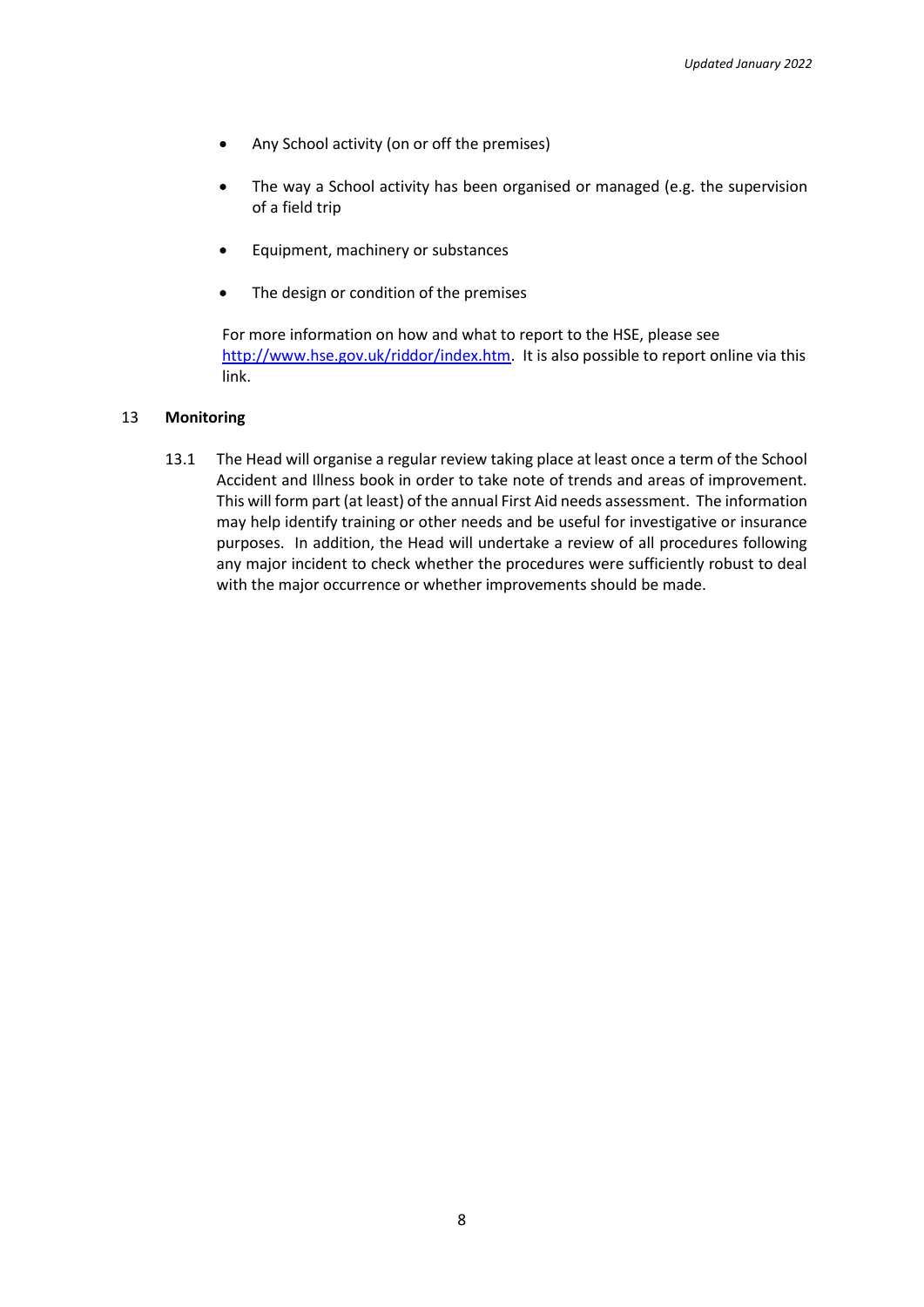- Any School activity (on or off the premises)
- The way a School activity has been organised or managed (e.g. the supervision of a field trip
- Equipment, machinery or substances
- The design or condition of the premises

For more information on how and what to report to the HSE, please see [http://www.hse.gov.uk/riddor/index.htm](http://www.hse.gov.uk/riddor/index.htm). It is also possible to report online via this link.

## 13 Monitoring

13.1 The Head will organise a regular review taking place at least once a term of the School Accident and Illness book in order to take note of trends and areas of improvement. This will form part (at least) of the annual First Aid needs assessment. The information may help identify training or other needs and be useful for investigative or insurance purposes. In addition, the Head will undertake a review of all procedures following any major incident to check whether the procedures were sufficiently robust to deal with the major occurrence or whether improvements should be made.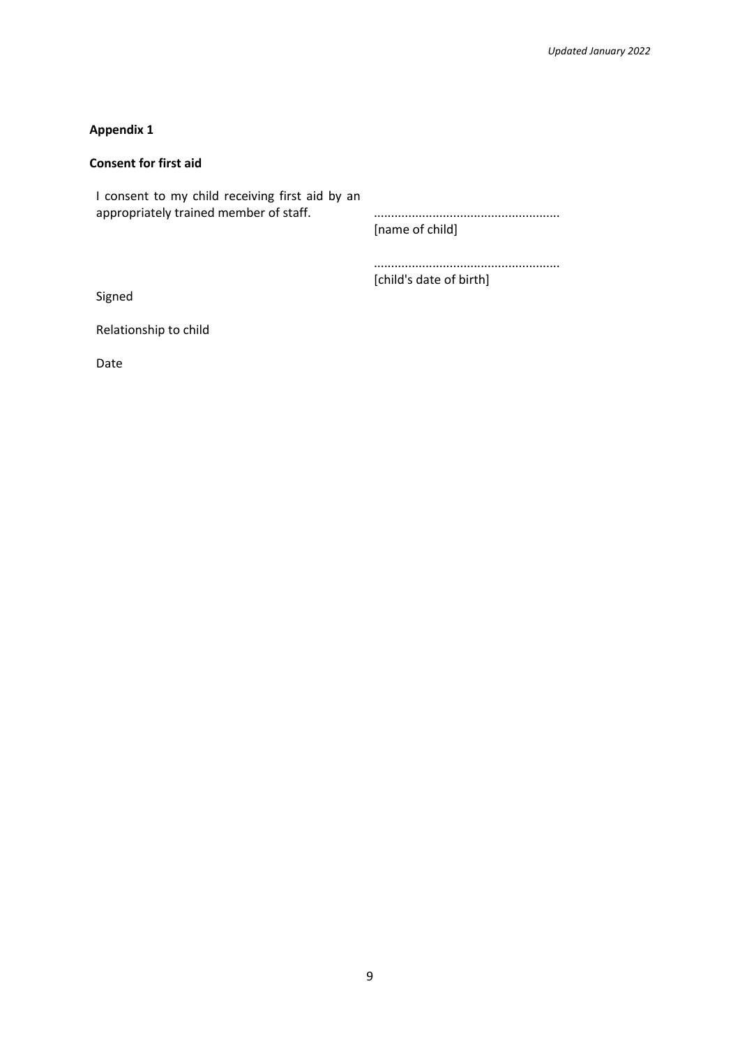**Appendix 1**

**Consent for first aid**

I consent to my child receiving first aid by an appropriately trained member of staff.

.....................................................
[name of child]

.....................................................
[child's date of birth]

Signed

Relationship to child

Date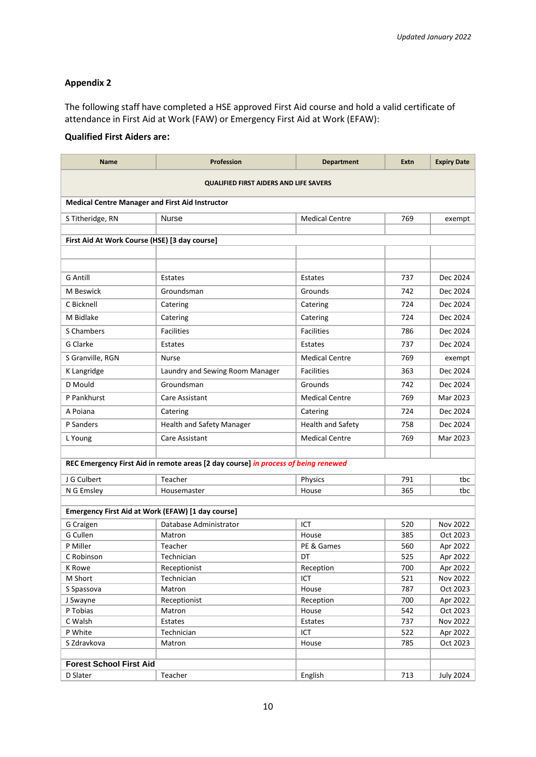Updated January 2022

## Appendix 2

The following staff have completed a HSE approved First Aid course and hold a valid certificate of attendance in First Aid at Work (FAW) or Emergency First Aid at Work (EFAW):

**Qualified First Aiders are:**

| Name | Profession | Department | Extn | Expiry Date |
|---|---|---|---|---|
| **QUALIFIED FIRST AIDERS AND LIFE SAVERS** | | | | |
| **Medical Centre Manager and First Aid Instructor** | | | | |
| S Titheridge, RN | Nurse | Medical Centre | 769 | exempt |
| | | | | |
| **First Aid At Work Course (HSE) [3 day course]** | | | | |
| | | | | |
| | | | | |
| G Antill | Estates | Estates | 737 | Dec 2024 |
| M Beswick | Groundsman | Grounds | 742 | Dec 2024 |
| C Bicknell | Catering | Catering | 724 | Dec 2024 |
| M Bidlake | Catering | Catering | 724 | Dec 2024 |
| S Chambers | Facilities | Facilities | 786 | Dec 2024 |
| G Clarke | Estates | Estates | 737 | Dec 2024 |
| S Granville, RGN | Nurse | Medical Centre | 769 | exempt |
| K Langridge | Laundry and Sewing Room Manager | Facilities | 363 | Dec 2024 |
| D Mould | Groundsman | Grounds | 742 | Dec 2024 |
| P Pankhurst | Care Assistant | Medical Centre | 769 | Mar 2023 |
| A Poiana | Catering | Catering | 724 | Dec 2024 |
| P Sanders | Health and Safety Manager | Health and Safety | 758 | Dec 2024 |
| L Young | Care Assistant | Medical Centre | 769 | Mar 2023 |
| | | | | |
| **REC Emergency First Aid in remote areas [2 day course]** ***in process of being renewed*** | | | | |
| J G Culbert | Teacher | Physics | 791 | tbc |
| N G Emsley | Housemaster | House | 365 | tbc |
| | | | | |
| **Emergency First Aid at Work (EFAW) [1 day course]** | | | | |
| G Craigen | Database Administrator | ICT | 520 | Nov 2022 |
| G Cullen | Matron | House | 385 | Oct 2023 |
| P Miller | Teacher | PE & Games | 560 | Apr 2022 |
| C Robinson | Technician | DT | 525 | Apr 2022 |
| K Rowe | Receptionist | Reception | 700 | Apr 2022 |
| M Short | Technician | ICT | 521 | Nov 2022 |
| S Spassova | Matron | House | 787 | Oct 2023 |
| J Swayne | Receptionist | Reception | 700 | Apr 2022 |
| P Tobias | Matron | House | 542 | Oct 2023 |
| C Walsh | Estates | Estates | 737 | Nov 2022 |
| P White | Technician | ICT | 522 | Apr 2022 |
| S Zdravkova | Matron | House | 785 | Oct 2023 |
| | | | | |
| **Forest School First Aid** | | | | |
| D Slater | Teacher | English | 713 | July 2024 |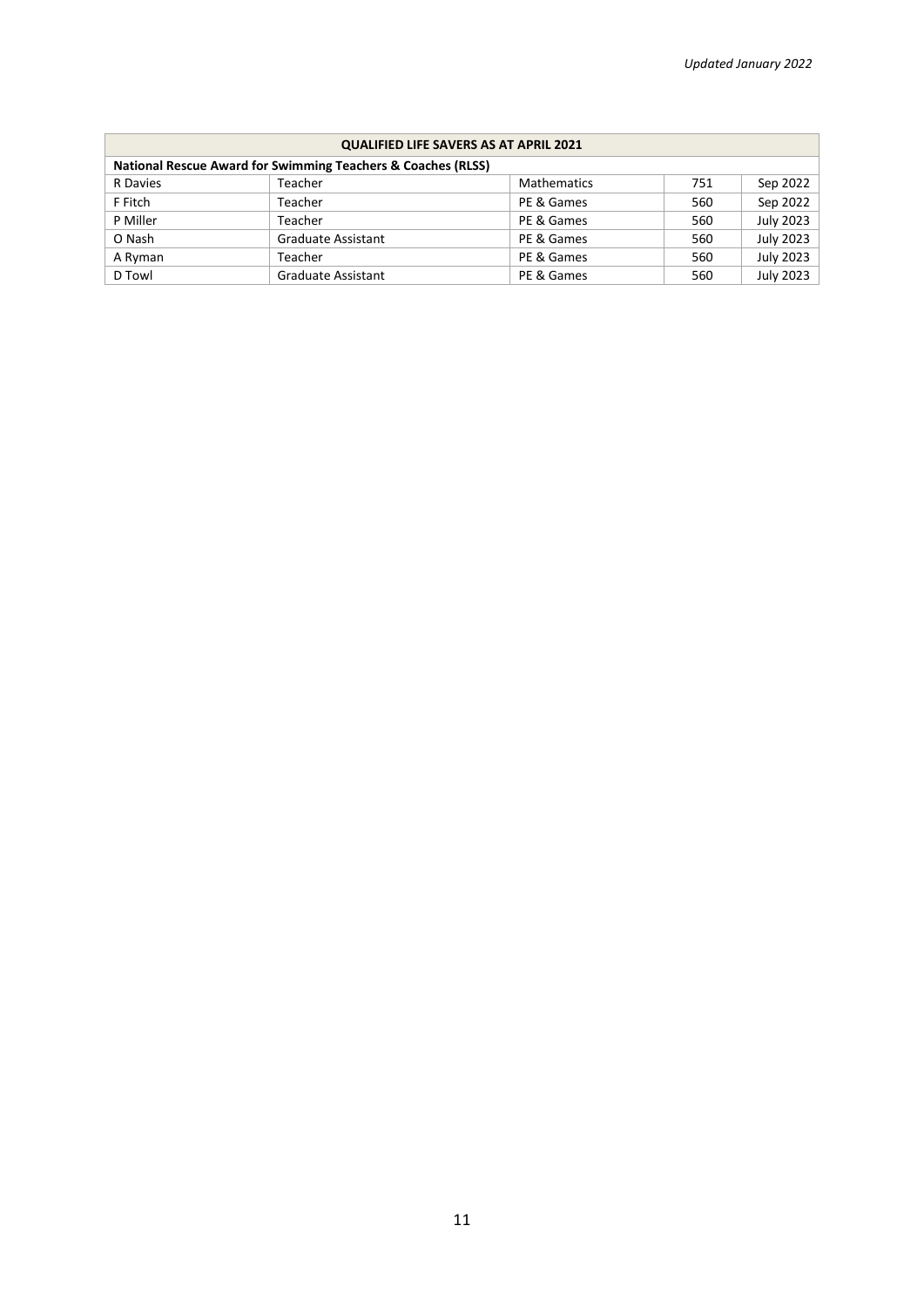*Updated January 2022*

| QUALIFIED LIFE SAVERS AS AT APRIL 2021 | | | | |
|---|---|---|---|---|
| **National Rescue Award for Swimming Teachers & Coaches (RLSS)** | | | | |
| R Davies | Teacher | Mathematics | 751 | Sep 2022 |
| F Fitch | Teacher | PE & Games | 560 | Sep 2022 |
| P Miller | Teacher | PE & Games | 560 | July 2023 |
| O Nash | Graduate Assistant | PE & Games | 560 | July 2023 |
| A Ryman | Teacher | PE & Games | 560 | July 2023 |
| D Towl | Graduate Assistant | PE & Games | 560 | July 2023 |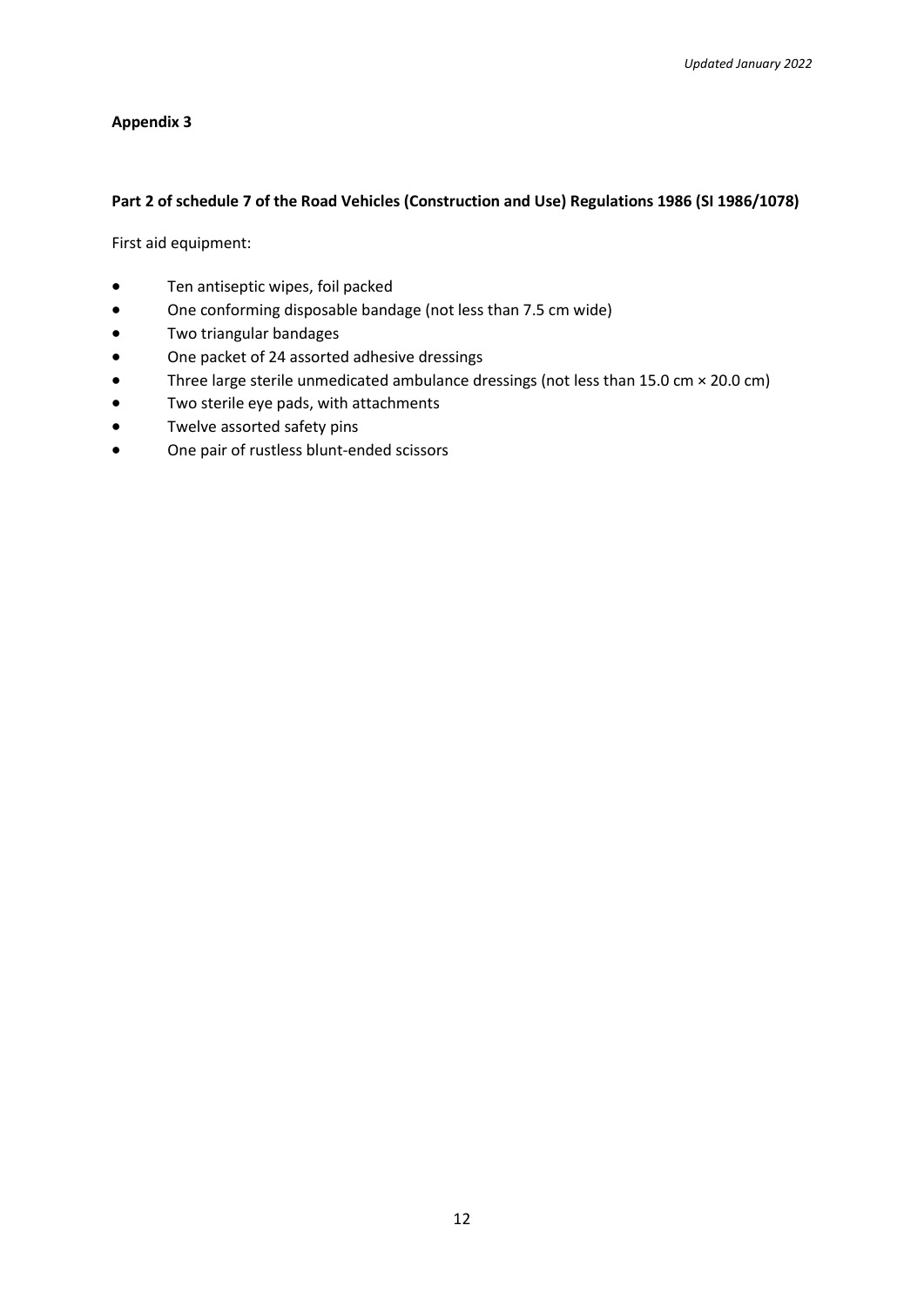**Appendix 3**

**Part 2 of schedule 7 of the Road Vehicles (Construction and Use) Regulations 1986 (SI 1986/1078)**

First aid equipment:

- Ten antiseptic wipes, foil packed
- One conforming disposable bandage (not less than 7.5 cm wide)
- Two triangular bandages
- One packet of 24 assorted adhesive dressings
- Three large sterile unmedicated ambulance dressings (not less than 15.0 cm × 20.0 cm)
- Two sterile eye pads, with attachments
- Twelve assorted safety pins
- One pair of rustless blunt-ended scissors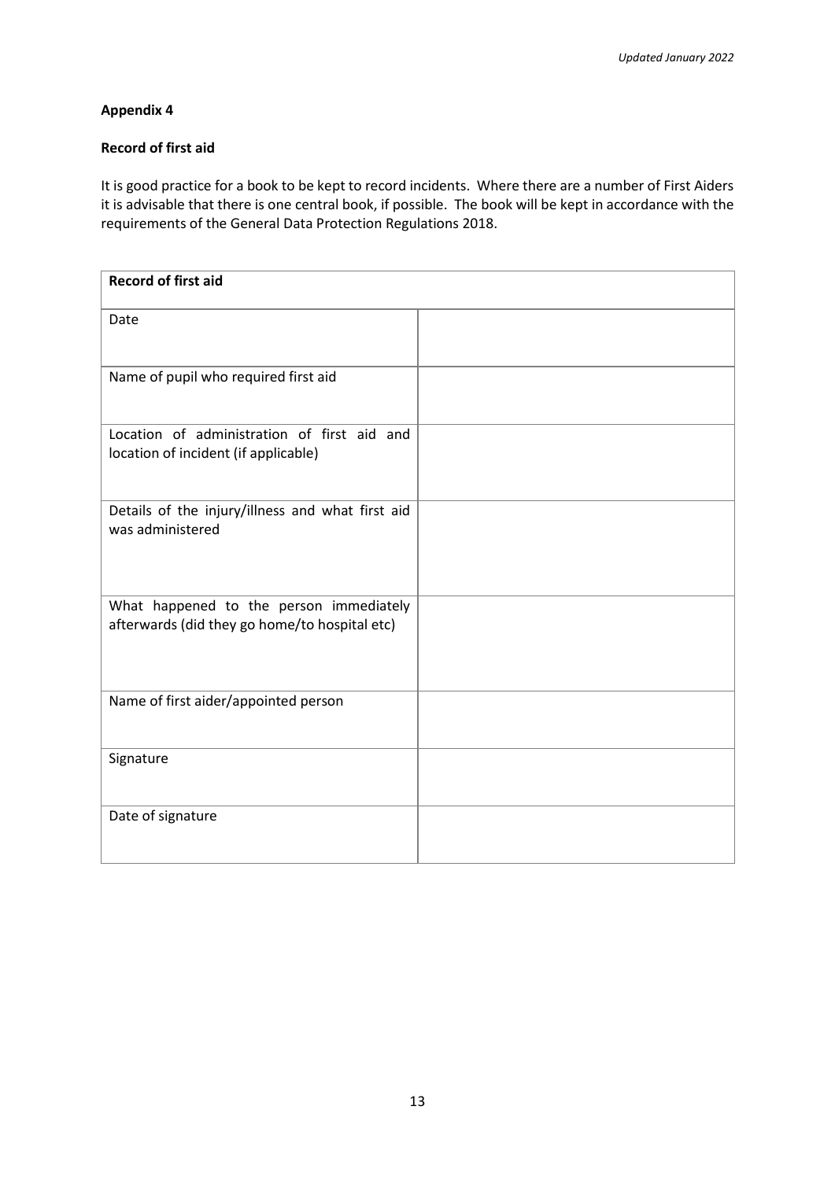**Appendix 4**

**Record of first aid**

It is good practice for a book to be kept to record incidents. Where there are a number of First Aiders it is advisable that there is one central book, if possible. The book will be kept in accordance with the requirements of the General Data Protection Regulations 2018.

| **Record of first aid** | |
|---|---|
| Date | |
| Name of pupil who required first aid | |
| Location of administration of first aid and location of incident (if applicable) | |
| Details of the injury/illness and what first aid was administered | |
| What happened to the person immediately afterwards (did they go home/to hospital etc) | |
| Name of first aider/appointed person | |
| Signature | |
| Date of signature | |